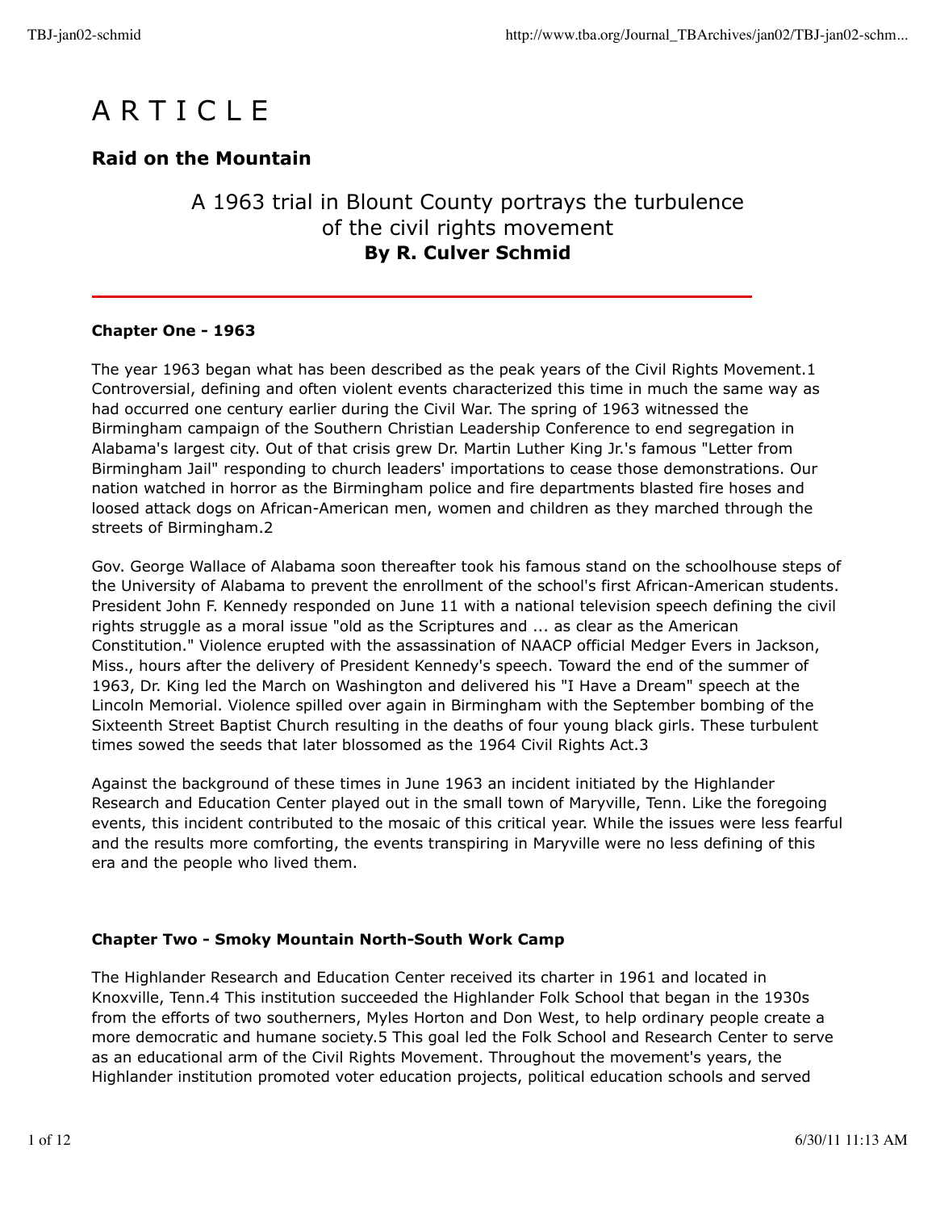# A R T I C L E

## Raid on the Mountain

### A 1963 trial in Blount County portrays the turbulence of the civil rights movement

**By R. Culver Schmid**

---

**Chapter One - 1963**

The year 1963 began what has been described as the peak years of the Civil Rights Movement.[1] Controversial, defining and often violent events characterized this time in much the same way as had occurred one century earlier during the Civil War. The spring of 1963 witnessed the Birmingham campaign of the Southern Christian Leadership Conference to end segregation in Alabama's largest city. Out of that crisis grew Dr. Martin Luther King Jr.'s famous "Letter from Birmingham Jail" responding to church leaders' importations to cease those demonstrations. Our nation watched in horror as the Birmingham police and fire departments blasted fire hoses and loosed attack dogs on African-American men, women and children as they marched through the streets of Birmingham.[2]

Gov. George Wallace of Alabama soon thereafter took his famous stand on the schoolhouse steps of the University of Alabama to prevent the enrollment of the school's first African-American students. President John F. Kennedy responded on June 11 with a national television speech defining the civil rights struggle as a moral issue "old as the Scriptures and ... as clear as the American Constitution." Violence erupted with the assassination of NAACP official Medger Evers in Jackson, Miss., hours after the delivery of President Kennedy's speech. Toward the end of the summer of 1963, Dr. King led the March on Washington and delivered his "I Have a Dream" speech at the Lincoln Memorial. Violence spilled over again in Birmingham with the September bombing of the Sixteenth Street Baptist Church resulting in the deaths of four young black girls. These turbulent times sowed the seeds that later blossomed as the 1964 Civil Rights Act.[3]

Against the background of these times in June 1963 an incident initiated by the Highlander Research and Education Center played out in the small town of Maryville, Tenn. Like the foregoing events, this incident contributed to the mosaic of this critical year. While the issues were less fearful and the results more comforting, the events transpiring in Maryville were no less defining of this era and the people who lived them.

**Chapter Two - Smoky Mountain North-South Work Camp**

The Highlander Research and Education Center received its charter in 1961 and located in Knoxville, Tenn.[4] This institution succeeded the Highlander Folk School that began in the 1930s from the efforts of two southerners, Myles Horton and Don West, to help ordinary people create a more democratic and humane society.[5] This goal led the Folk School and Research Center to serve as an educational arm of the Civil Rights Movement. Throughout the movement's years, the Highlander institution promoted voter education projects, political education schools and served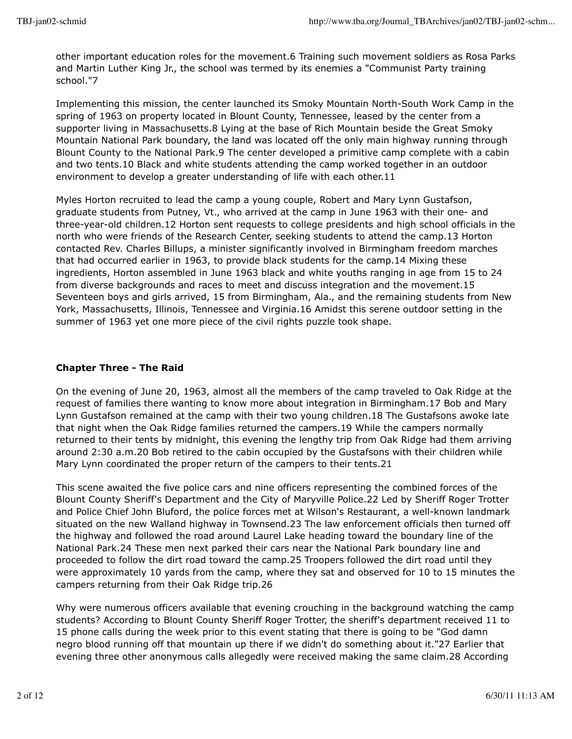other important education roles for the movement.6 Training such movement soldiers as Rosa Parks and Martin Luther King Jr., the school was termed by its enemies a "Communist Party training school."7

Implementing this mission, the center launched its Smoky Mountain North-South Work Camp in the spring of 1963 on property located in Blount County, Tennessee, leased by the center from a supporter living in Massachusetts.8 Lying at the base of Rich Mountain beside the Great Smoky Mountain National Park boundary, the land was located off the only main highway running through Blount County to the National Park.9 The center developed a primitive camp complete with a cabin and two tents.10 Black and white students attending the camp worked together in an outdoor environment to develop a greater understanding of life with each other.11

Myles Horton recruited to lead the camp a young couple, Robert and Mary Lynn Gustafson, graduate students from Putney, Vt., who arrived at the camp in June 1963 with their one- and three-year-old children.12 Horton sent requests to college presidents and high school officials in the north who were friends of the Research Center, seeking students to attend the camp.13 Horton contacted Rev. Charles Billups, a minister significantly involved in Birmingham freedom marches that had occurred earlier in 1963, to provide black students for the camp.14 Mixing these ingredients, Horton assembled in June 1963 black and white youths ranging in age from 15 to 24 from diverse backgrounds and races to meet and discuss integration and the movement.15 Seventeen boys and girls arrived, 15 from Birmingham, Ala., and the remaining students from New York, Massachusetts, Illinois, Tennessee and Virginia.16 Amidst this serene outdoor setting in the summer of 1963 yet one more piece of the civil rights puzzle took shape.

## Chapter Three - The Raid

On the evening of June 20, 1963, almost all the members of the camp traveled to Oak Ridge at the request of families there wanting to know more about integration in Birmingham.17 Bob and Mary Lynn Gustafson remained at the camp with their two young children.18 The Gustafsons awoke late that night when the Oak Ridge families returned the campers.19 While the campers normally returned to their tents by midnight, this evening the lengthy trip from Oak Ridge had them arriving around 2:30 a.m.20 Bob retired to the cabin occupied by the Gustafsons with their children while Mary Lynn coordinated the proper return of the campers to their tents.21

This scene awaited the five police cars and nine officers representing the combined forces of the Blount County Sheriff's Department and the City of Maryville Police.22 Led by Sheriff Roger Trotter and Police Chief John Bluford, the police forces met at Wilson's Restaurant, a well-known landmark situated on the new Walland highway in Townsend.23 The law enforcement officials then turned off the highway and followed the road around Laurel Lake heading toward the boundary line of the National Park.24 These men next parked their cars near the National Park boundary line and proceeded to follow the dirt road toward the camp.25 Troopers followed the dirt road until they were approximately 10 yards from the camp, where they sat and observed for 10 to 15 minutes the campers returning from their Oak Ridge trip.26

Why were numerous officers available that evening crouching in the background watching the camp students? According to Blount County Sheriff Roger Trotter, the sheriff's department received 11 to 15 phone calls during the week prior to this event stating that there is going to be "God damn negro blood running off that mountain up there if we didn't do something about it."27 Earlier that evening three other anonymous calls allegedly were received making the same claim.28 According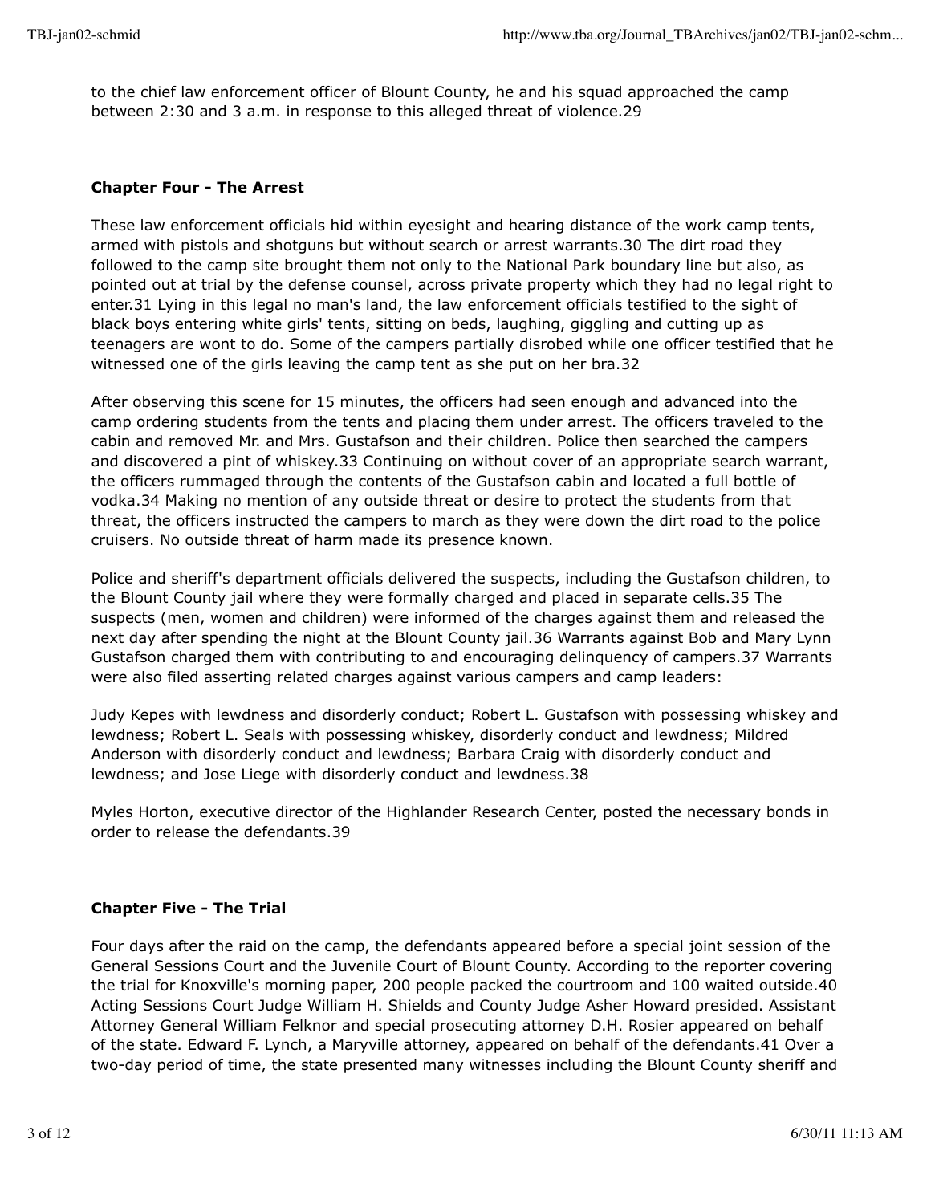to the chief law enforcement officer of Blount County, he and his squad approached the camp between 2:30 and 3 a.m. in response to this alleged threat of violence.29

**Chapter Four - The Arrest**

These law enforcement officials hid within eyesight and hearing distance of the work camp tents, armed with pistols and shotguns but without search or arrest warrants.30 The dirt road they followed to the camp site brought them not only to the National Park boundary line but also, as pointed out at trial by the defense counsel, across private property which they had no legal right to enter.31 Lying in this legal no man's land, the law enforcement officials testified to the sight of black boys entering white girls' tents, sitting on beds, laughing, giggling and cutting up as teenagers are wont to do. Some of the campers partially disrobed while one officer testified that he witnessed one of the girls leaving the camp tent as she put on her bra.32

After observing this scene for 15 minutes, the officers had seen enough and advanced into the camp ordering students from the tents and placing them under arrest. The officers traveled to the cabin and removed Mr. and Mrs. Gustafson and their children. Police then searched the campers and discovered a pint of whiskey.33 Continuing on without cover of an appropriate search warrant, the officers rummaged through the contents of the Gustafson cabin and located a full bottle of vodka.34 Making no mention of any outside threat or desire to protect the students from that threat, the officers instructed the campers to march as they were down the dirt road to the police cruisers. No outside threat of harm made its presence known.

Police and sheriff's department officials delivered the suspects, including the Gustafson children, to the Blount County jail where they were formally charged and placed in separate cells.35 The suspects (men, women and children) were informed of the charges against them and released the next day after spending the night at the Blount County jail.36 Warrants against Bob and Mary Lynn Gustafson charged them with contributing to and encouraging delinquency of campers.37 Warrants were also filed asserting related charges against various campers and camp leaders:

Judy Kepes with lewdness and disorderly conduct; Robert L. Gustafson with possessing whiskey and lewdness; Robert L. Seals with possessing whiskey, disorderly conduct and lewdness; Mildred Anderson with disorderly conduct and lewdness; Barbara Craig with disorderly conduct and lewdness; and Jose Liege with disorderly conduct and lewdness.38

Myles Horton, executive director of the Highlander Research Center, posted the necessary bonds in order to release the defendants.39

**Chapter Five - The Trial**

Four days after the raid on the camp, the defendants appeared before a special joint session of the General Sessions Court and the Juvenile Court of Blount County. According to the reporter covering the trial for Knoxville's morning paper, 200 people packed the courtroom and 100 waited outside.40 Acting Sessions Court Judge William H. Shields and County Judge Asher Howard presided. Assistant Attorney General William Felknor and special prosecuting attorney D.H. Rosier appeared on behalf of the state. Edward F. Lynch, a Maryville attorney, appeared on behalf of the defendants.41 Over a two-day period of time, the state presented many witnesses including the Blount County sheriff and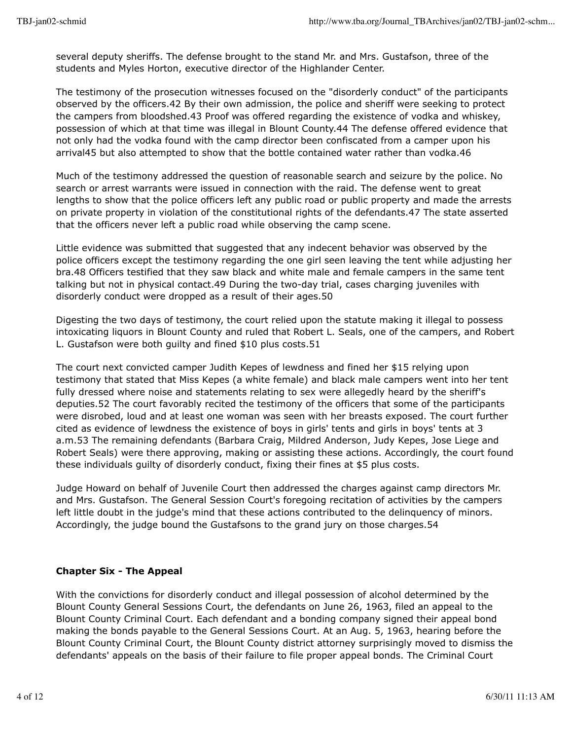several deputy sheriffs. The defense brought to the stand Mr. and Mrs. Gustafson, three of the students and Myles Horton, executive director of the Highlander Center.

The testimony of the prosecution witnesses focused on the "disorderly conduct" of the participants observed by the officers.42 By their own admission, the police and sheriff were seeking to protect the campers from bloodshed.43 Proof was offered regarding the existence of vodka and whiskey, possession of which at that time was illegal in Blount County.44 The defense offered evidence that not only had the vodka found with the camp director been confiscated from a camper upon his arrival45 but also attempted to show that the bottle contained water rather than vodka.46

Much of the testimony addressed the question of reasonable search and seizure by the police. No search or arrest warrants were issued in connection with the raid. The defense went to great lengths to show that the police officers left any public road or public property and made the arrests on private property in violation of the constitutional rights of the defendants.47 The state asserted that the officers never left a public road while observing the camp scene.

Little evidence was submitted that suggested that any indecent behavior was observed by the police officers except the testimony regarding the one girl seen leaving the tent while adjusting her bra.48 Officers testified that they saw black and white male and female campers in the same tent talking but not in physical contact.49 During the two-day trial, cases charging juveniles with disorderly conduct were dropped as a result of their ages.50

Digesting the two days of testimony, the court relied upon the statute making it illegal to possess intoxicating liquors in Blount County and ruled that Robert L. Seals, one of the campers, and Robert L. Gustafson were both guilty and fined $10 plus costs.51

The court next convicted camper Judith Kepes of lewdness and fined her $15 relying upon testimony that stated that Miss Kepes (a white female) and black male campers went into her tent fully dressed where noise and statements relating to sex were allegedly heard by the sheriff's deputies.52 The court favorably recited the testimony of the officers that some of the participants were disrobed, loud and at least one woman was seen with her breasts exposed. The court further cited as evidence of lewdness the existence of boys in girls' tents and girls in boys' tents at 3 a.m.53 The remaining defendants (Barbara Craig, Mildred Anderson, Judy Kepes, Jose Liege and Robert Seals) were there approving, making or assisting these actions. Accordingly, the court found these individuals guilty of disorderly conduct, fixing their fines at $5 plus costs.

Judge Howard on behalf of Juvenile Court then addressed the charges against camp directors Mr. and Mrs. Gustafson. The General Session Court's foregoing recitation of activities by the campers left little doubt in the judge's mind that these actions contributed to the delinquency of minors. Accordingly, the judge bound the Gustafsons to the grand jury on those charges.54

## Chapter Six - The Appeal

With the convictions for disorderly conduct and illegal possession of alcohol determined by the Blount County General Sessions Court, the defendants on June 26, 1963, filed an appeal to the Blount County Criminal Court. Each defendant and a bonding company signed their appeal bond making the bonds payable to the General Sessions Court. At an Aug. 5, 1963, hearing before the Blount County Criminal Court, the Blount County district attorney surprisingly moved to dismiss the defendants' appeals on the basis of their failure to file proper appeal bonds. The Criminal Court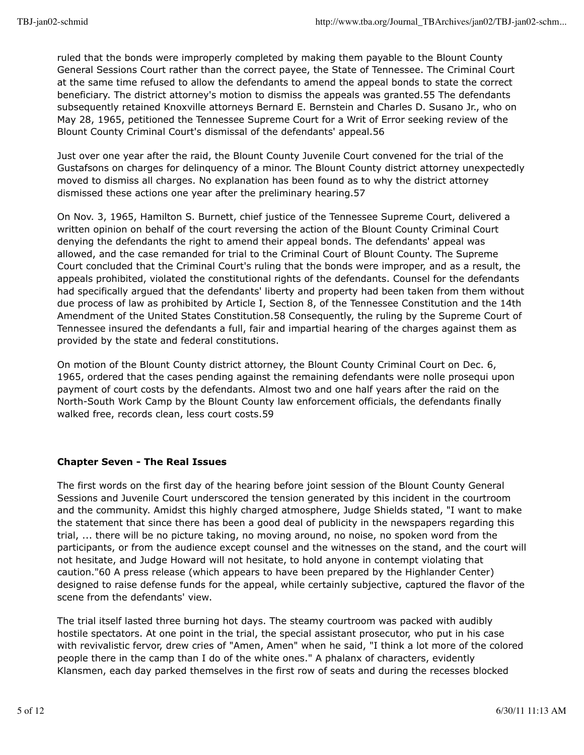ruled that the bonds were improperly completed by making them payable to the Blount County General Sessions Court rather than the correct payee, the State of Tennessee. The Criminal Court at the same time refused to allow the defendants to amend the appeal bonds to state the correct beneficiary. The district attorney's motion to dismiss the appeals was granted.55 The defendants subsequently retained Knoxville attorneys Bernard E. Bernstein and Charles D. Susano Jr., who on May 28, 1965, petitioned the Tennessee Supreme Court for a Writ of Error seeking review of the Blount County Criminal Court's dismissal of the defendants' appeal.56

Just over one year after the raid, the Blount County Juvenile Court convened for the trial of the Gustafsons on charges for delinquency of a minor. The Blount County district attorney unexpectedly moved to dismiss all charges. No explanation has been found as to why the district attorney dismissed these actions one year after the preliminary hearing.57

On Nov. 3, 1965, Hamilton S. Burnett, chief justice of the Tennessee Supreme Court, delivered a written opinion on behalf of the court reversing the action of the Blount County Criminal Court denying the defendants the right to amend their appeal bonds. The defendants' appeal was allowed, and the case remanded for trial to the Criminal Court of Blount County. The Supreme Court concluded that the Criminal Court's ruling that the bonds were improper, and as a result, the appeals prohibited, violated the constitutional rights of the defendants. Counsel for the defendants had specifically argued that the defendants' liberty and property had been taken from them without due process of law as prohibited by Article I, Section 8, of the Tennessee Constitution and the 14th Amendment of the United States Constitution.58 Consequently, the ruling by the Supreme Court of Tennessee insured the defendants a full, fair and impartial hearing of the charges against them as provided by the state and federal constitutions.

On motion of the Blount County district attorney, the Blount County Criminal Court on Dec. 6, 1965, ordered that the cases pending against the remaining defendants were nolle prosequi upon payment of court costs by the defendants. Almost two and one half years after the raid on the North-South Work Camp by the Blount County law enforcement officials, the defendants finally walked free, records clean, less court costs.59

**Chapter Seven - The Real Issues**

The first words on the first day of the hearing before joint session of the Blount County General Sessions and Juvenile Court underscored the tension generated by this incident in the courtroom and the community. Amidst this highly charged atmosphere, Judge Shields stated, "I want to make the statement that since there has been a good deal of publicity in the newspapers regarding this trial, ... there will be no picture taking, no moving around, no noise, no spoken word from the participants, or from the audience except counsel and the witnesses on the stand, and the court will not hesitate, and Judge Howard will not hesitate, to hold anyone in contempt violating that caution."60 A press release (which appears to have been prepared by the Highlander Center) designed to raise defense funds for the appeal, while certainly subjective, captured the flavor of the scene from the defendants' view.

The trial itself lasted three burning hot days. The steamy courtroom was packed with audibly hostile spectators. At one point in the trial, the special assistant prosecutor, who put in his case with revivalistic fervor, drew cries of "Amen, Amen" when he said, "I think a lot more of the colored people there in the camp than I do of the white ones." A phalanx of characters, evidently Klansmen, each day parked themselves in the first row of seats and during the recesses blocked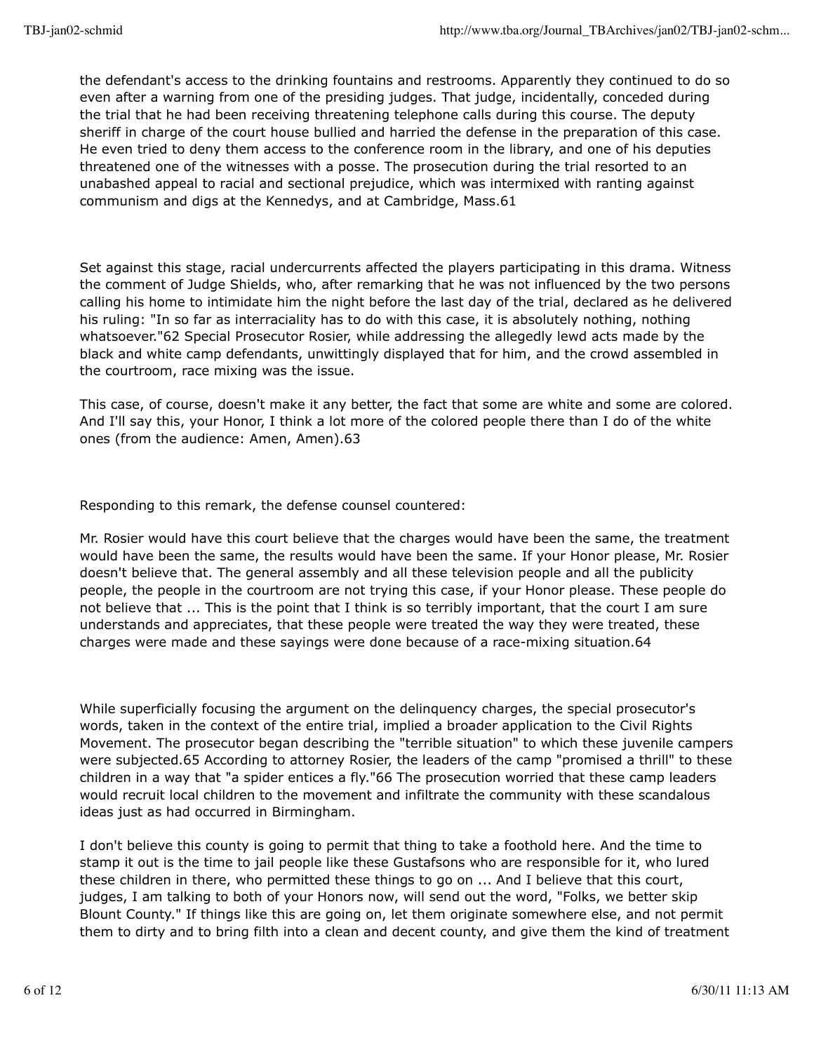the defendant's access to the drinking fountains and restrooms. Apparently they continued to do so even after a warning from one of the presiding judges. That judge, incidentally, conceded during the trial that he had been receiving threatening telephone calls during this course. The deputy sheriff in charge of the court house bullied and harried the defense in the preparation of this case. He even tried to deny them access to the conference room in the library, and one of his deputies threatened one of the witnesses with a posse. The prosecution during the trial resorted to an unabashed appeal to racial and sectional prejudice, which was intermixed with ranting against communism and digs at the Kennedys, and at Cambridge, Mass.[61]

Set against this stage, racial undercurrents affected the players participating in this drama. Witness the comment of Judge Shields, who, after remarking that he was not influenced by the two persons calling his home to intimidate him the night before the last day of the trial, declared as he delivered his ruling: "In so far as interraciality has to do with this case, it is absolutely nothing, nothing whatsoever."[62] Special Prosecutor Rosier, while addressing the allegedly lewd acts made by the black and white camp defendants, unwittingly displayed that for him, and the crowd assembled in the courtroom, race mixing was the issue.

This case, of course, doesn't make it any better, the fact that some are white and some are colored. And I'll say this, your Honor, I think a lot more of the colored people there than I do of the white ones (from the audience: Amen, Amen).[63]

Responding to this remark, the defense counsel countered:

Mr. Rosier would have this court believe that the charges would have been the same, the treatment would have been the same, the results would have been the same. If your Honor please, Mr. Rosier doesn't believe that. The general assembly and all these television people and all the publicity people, the people in the courtroom are not trying this case, if your Honor please. These people do not believe that ... This is the point that I think is so terribly important, that the court I am sure understands and appreciates, that these people were treated the way they were treated, these charges were made and these sayings were done because of a race-mixing situation.[64]

While superficially focusing the argument on the delinquency charges, the special prosecutor's words, taken in the context of the entire trial, implied a broader application to the Civil Rights Movement. The prosecutor began describing the "terrible situation" to which these juvenile campers were subjected.[65] According to attorney Rosier, the leaders of the camp "promised a thrill" to these children in a way that "a spider entices a fly."[66] The prosecution worried that these camp leaders would recruit local children to the movement and infiltrate the community with these scandalous ideas just as had occurred in Birmingham.

I don't believe this county is going to permit that thing to take a foothold here. And the time to stamp it out is the time to jail people like these Gustafsons who are responsible for it, who lured these children in there, who permitted these things to go on ... And I believe that this court, judges, I am talking to both of your Honors now, will send out the word, "Folks, we better skip Blount County." If things like this are going on, let them originate somewhere else, and not permit them to dirty and to bring filth into a clean and decent county, and give them the kind of treatment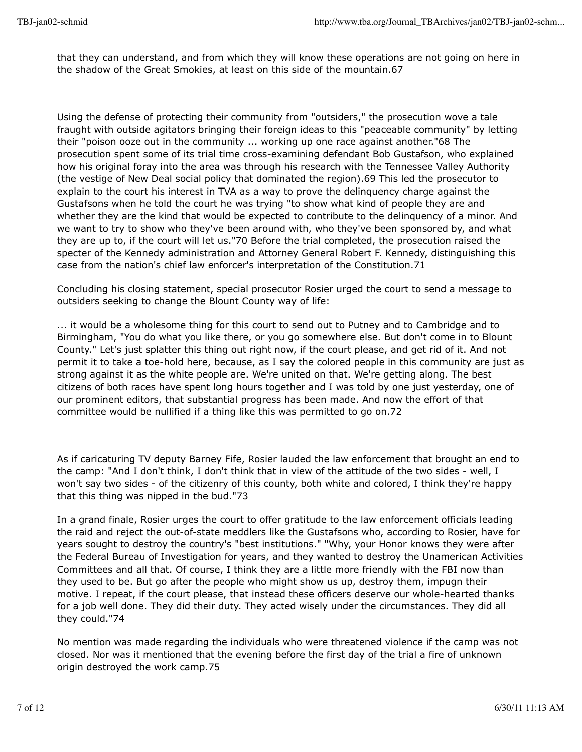that they can understand, and from which they will know these operations are not going on here in the shadow of the Great Smokies, at least on this side of the mountain.67

Using the defense of protecting their community from "outsiders," the prosecution wove a tale fraught with outside agitators bringing their foreign ideas to this "peaceable community" by letting their "poison ooze out in the community ... working up one race against another."68 The prosecution spent some of its trial time cross-examining defendant Bob Gustafson, who explained how his original foray into the area was through his research with the Tennessee Valley Authority (the vestige of New Deal social policy that dominated the region).69 This led the prosecutor to explain to the court his interest in TVA as a way to prove the delinquency charge against the Gustafsons when he told the court he was trying "to show what kind of people they are and whether they are the kind that would be expected to contribute to the delinquency of a minor. And we want to try to show who they've been around with, who they've been sponsored by, and what they are up to, if the court will let us."70 Before the trial completed, the prosecution raised the specter of the Kennedy administration and Attorney General Robert F. Kennedy, distinguishing this case from the nation's chief law enforcer's interpretation of the Constitution.71

Concluding his closing statement, special prosecutor Rosier urged the court to send a message to outsiders seeking to change the Blount County way of life:

... it would be a wholesome thing for this court to send out to Putney and to Cambridge and to Birmingham, "You do what you like there, or you go somewhere else. But don't come in to Blount County." Let's just splatter this thing out right now, if the court please, and get rid of it. And not permit it to take a toe-hold here, because, as I say the colored people in this community are just as strong against it as the white people are. We're united on that. We're getting along. The best citizens of both races have spent long hours together and I was told by one just yesterday, one of our prominent editors, that substantial progress has been made. And now the effort of that committee would be nullified if a thing like this was permitted to go on.72

As if caricaturing TV deputy Barney Fife, Rosier lauded the law enforcement that brought an end to the camp: "And I don't think, I don't think that in view of the attitude of the two sides - well, I won't say two sides - of the citizenry of this county, both white and colored, I think they're happy that this thing was nipped in the bud."73

In a grand finale, Rosier urges the court to offer gratitude to the law enforcement officials leading the raid and reject the out-of-state meddlers like the Gustafsons who, according to Rosier, have for years sought to destroy the country's "best institutions." "Why, your Honor knows they were after the Federal Bureau of Investigation for years, and they wanted to destroy the Unamerican Activities Committees and all that. Of course, I think they are a little more friendly with the FBI now than they used to be. But go after the people who might show us up, destroy them, impugn their motive. I repeat, if the court please, that instead these officers deserve our whole-hearted thanks for a job well done. They did their duty. They acted wisely under the circumstances. They did all they could."74

No mention was made regarding the individuals who were threatened violence if the camp was not closed. Nor was it mentioned that the evening before the first day of the trial a fire of unknown origin destroyed the work camp.75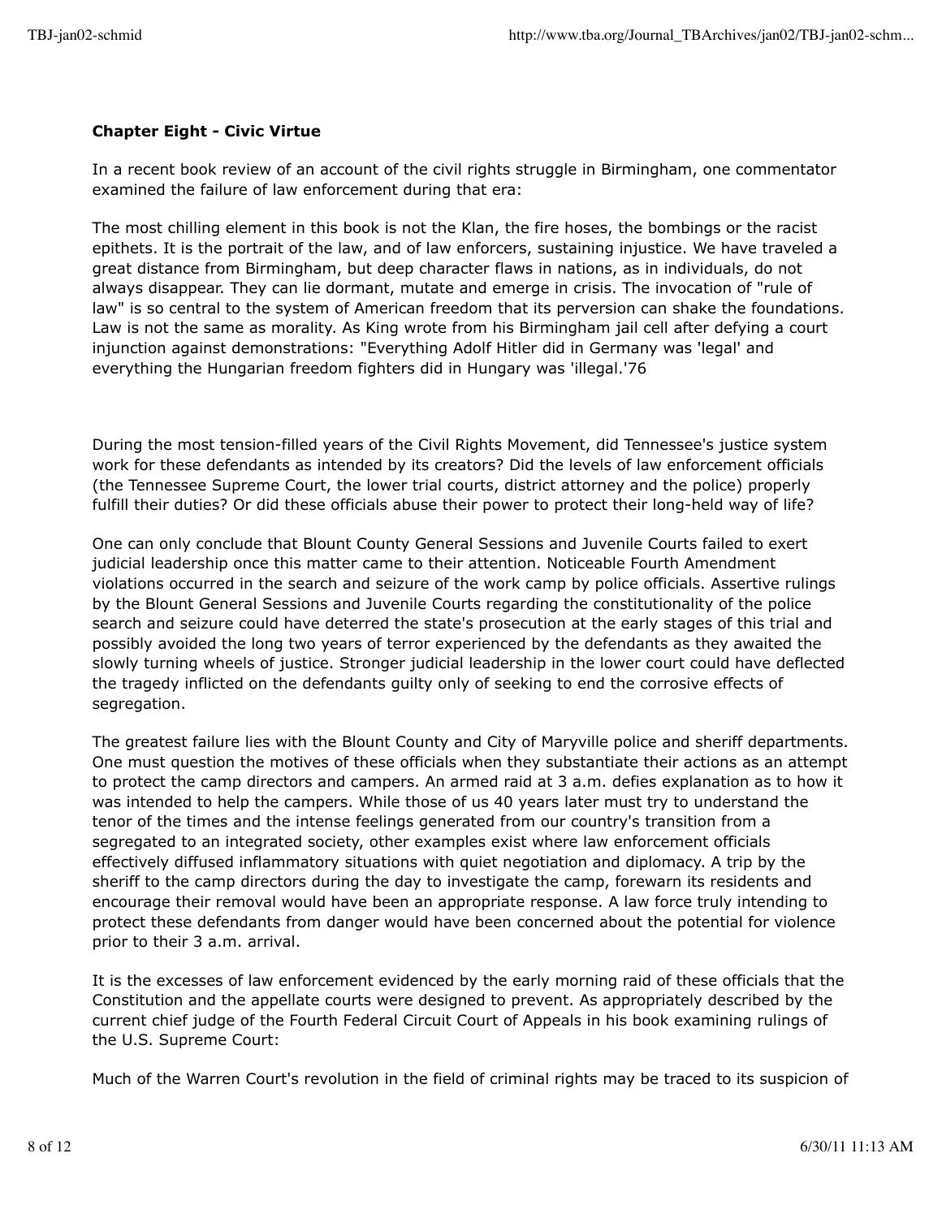**Chapter Eight - Civic Virtue**

In a recent book review of an account of the civil rights struggle in Birmingham, one commentator examined the failure of law enforcement during that era:

The most chilling element in this book is not the Klan, the fire hoses, the bombings or the racist epithets. It is the portrait of the law, and of law enforcers, sustaining injustice. We have traveled a great distance from Birmingham, but deep character flaws in nations, as in individuals, do not always disappear. They can lie dormant, mutate and emerge in crisis. The invocation of "rule of law" is so central to the system of American freedom that its perversion can shake the foundations. Law is not the same as morality. As King wrote from his Birmingham jail cell after defying a court injunction against demonstrations: "Everything Adolf Hitler did in Germany was 'legal' and everything the Hungarian freedom fighters did in Hungary was 'illegal.'76

During the most tension-filled years of the Civil Rights Movement, did Tennessee's justice system work for these defendants as intended by its creators? Did the levels of law enforcement officials (the Tennessee Supreme Court, the lower trial courts, district attorney and the police) properly fulfill their duties? Or did these officials abuse their power to protect their long-held way of life?

One can only conclude that Blount County General Sessions and Juvenile Courts failed to exert judicial leadership once this matter came to their attention. Noticeable Fourth Amendment violations occurred in the search and seizure of the work camp by police officials. Assertive rulings by the Blount General Sessions and Juvenile Courts regarding the constitutionality of the police search and seizure could have deterred the state's prosecution at the early stages of this trial and possibly avoided the long two years of terror experienced by the defendants as they awaited the slowly turning wheels of justice. Stronger judicial leadership in the lower court could have deflected the tragedy inflicted on the defendants guilty only of seeking to end the corrosive effects of segregation.

The greatest failure lies with the Blount County and City of Maryville police and sheriff departments. One must question the motives of these officials when they substantiate their actions as an attempt to protect the camp directors and campers. An armed raid at 3 a.m. defies explanation as to how it was intended to help the campers. While those of us 40 years later must try to understand the tenor of the times and the intense feelings generated from our country's transition from a segregated to an integrated society, other examples exist where law enforcement officials effectively diffused inflammatory situations with quiet negotiation and diplomacy. A trip by the sheriff to the camp directors during the day to investigate the camp, forewarn its residents and encourage their removal would have been an appropriate response. A law force truly intending to protect these defendants from danger would have been concerned about the potential for violence prior to their 3 a.m. arrival.

It is the excesses of law enforcement evidenced by the early morning raid of these officials that the Constitution and the appellate courts were designed to prevent. As appropriately described by the current chief judge of the Fourth Federal Circuit Court of Appeals in his book examining rulings of the U.S. Supreme Court:

Much of the Warren Court's revolution in the field of criminal rights may be traced to its suspicion of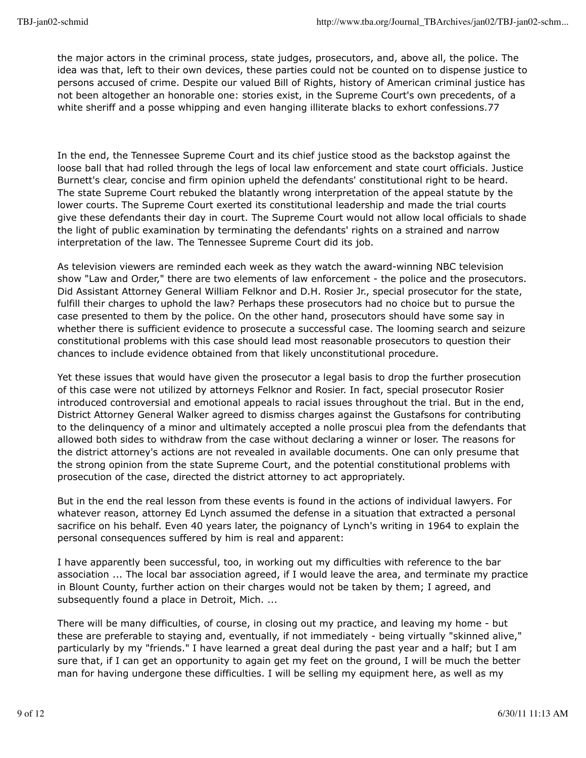the major actors in the criminal process, state judges, prosecutors, and, above all, the police. The idea was that, left to their own devices, these parties could not be counted on to dispense justice to persons accused of crime. Despite our valued Bill of Rights, history of American criminal justice has not been altogether an honorable one: stories exist, in the Supreme Court's own precedents, of a white sheriff and a posse whipping and even hanging illiterate blacks to exhort confessions.77

In the end, the Tennessee Supreme Court and its chief justice stood as the backstop against the loose ball that had rolled through the legs of local law enforcement and state court officials. Justice Burnett's clear, concise and firm opinion upheld the defendants' constitutional right to be heard. The state Supreme Court rebuked the blatantly wrong interpretation of the appeal statute by the lower courts. The Supreme Court exerted its constitutional leadership and made the trial courts give these defendants their day in court. The Supreme Court would not allow local officials to shade the light of public examination by terminating the defendants' rights on a strained and narrow interpretation of the law. The Tennessee Supreme Court did its job.

As television viewers are reminded each week as they watch the award-winning NBC television show "Law and Order," there are two elements of law enforcement - the police and the prosecutors. Did Assistant Attorney General William Felknor and D.H. Rosier Jr., special prosecutor for the state, fulfill their charges to uphold the law? Perhaps these prosecutors had no choice but to pursue the case presented to them by the police. On the other hand, prosecutors should have some say in whether there is sufficient evidence to prosecute a successful case. The looming search and seizure constitutional problems with this case should lead most reasonable prosecutors to question their chances to include evidence obtained from that likely unconstitutional procedure.

Yet these issues that would have given the prosecutor a legal basis to drop the further prosecution of this case were not utilized by attorneys Felknor and Rosier. In fact, special prosecutor Rosier introduced controversial and emotional appeals to racial issues throughout the trial. But in the end, District Attorney General Walker agreed to dismiss charges against the Gustafsons for contributing to the delinquency of a minor and ultimately accepted a nolle proscui plea from the defendants that allowed both sides to withdraw from the case without declaring a winner or loser. The reasons for the district attorney's actions are not revealed in available documents. One can only presume that the strong opinion from the state Supreme Court, and the potential constitutional problems with prosecution of the case, directed the district attorney to act appropriately.

But in the end the real lesson from these events is found in the actions of individual lawyers. For whatever reason, attorney Ed Lynch assumed the defense in a situation that extracted a personal sacrifice on his behalf. Even 40 years later, the poignancy of Lynch's writing in 1964 to explain the personal consequences suffered by him is real and apparent:

I have apparently been successful, too, in working out my difficulties with reference to the bar association ... The local bar association agreed, if I would leave the area, and terminate my practice in Blount County, further action on their charges would not be taken by them; I agreed, and subsequently found a place in Detroit, Mich. ...

There will be many difficulties, of course, in closing out my practice, and leaving my home - but these are preferable to staying and, eventually, if not immediately - being virtually "skinned alive," particularly by my "friends." I have learned a great deal during the past year and a half; but I am sure that, if I can get an opportunity to again get my feet on the ground, I will be much the better man for having undergone these difficulties. I will be selling my equipment here, as well as my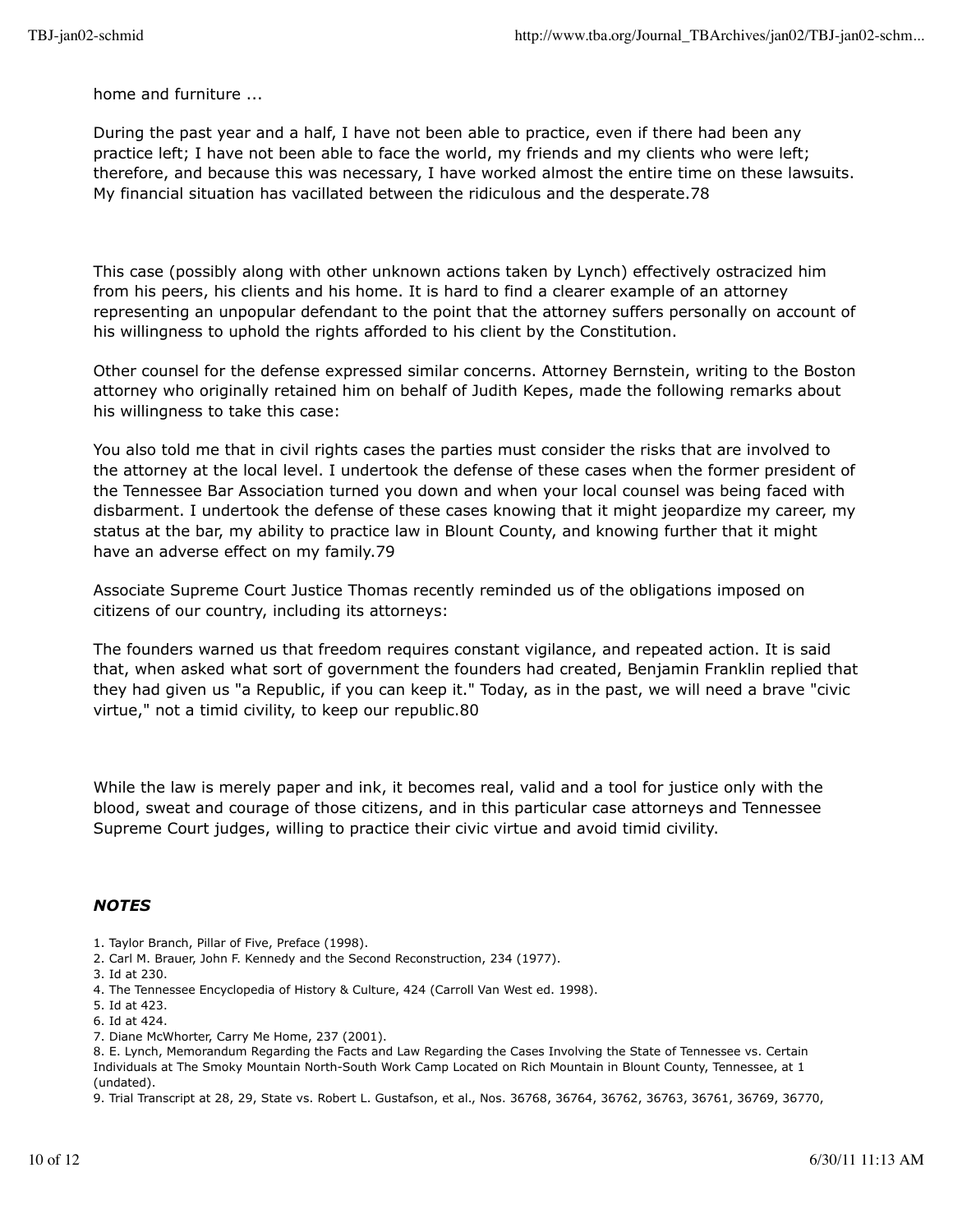home and furniture ...

During the past year and a half, I have not been able to practice, even if there had been any practice left; I have not been able to face the world, my friends and my clients who were left; therefore, and because this was necessary, I have worked almost the entire time on these lawsuits. My financial situation has vacillated between the ridiculous and the desperate.78

This case (possibly along with other unknown actions taken by Lynch) effectively ostracized him from his peers, his clients and his home. It is hard to find a clearer example of an attorney representing an unpopular defendant to the point that the attorney suffers personally on account of his willingness to uphold the rights afforded to his client by the Constitution.

Other counsel for the defense expressed similar concerns. Attorney Bernstein, writing to the Boston attorney who originally retained him on behalf of Judith Kepes, made the following remarks about his willingness to take this case:

You also told me that in civil rights cases the parties must consider the risks that are involved to the attorney at the local level. I undertook the defense of these cases when the former president of the Tennessee Bar Association turned you down and when your local counsel was being faced with disbarment. I undertook the defense of these cases knowing that it might jeopardize my career, my status at the bar, my ability to practice law in Blount County, and knowing further that it might have an adverse effect on my family.79

Associate Supreme Court Justice Thomas recently reminded us of the obligations imposed on citizens of our country, including its attorneys:

The founders warned us that freedom requires constant vigilance, and repeated action. It is said that, when asked what sort of government the founders had created, Benjamin Franklin replied that they had given us "a Republic, if you can keep it." Today, as in the past, we will need a brave "civic virtue," not a timid civility, to keep our republic.80

While the law is merely paper and ink, it becomes real, valid and a tool for justice only with the blood, sweat and courage of those citizens, and in this particular case attorneys and Tennessee Supreme Court judges, willing to practice their civic virtue and avoid timid civility.

### *NOTES*

1. Taylor Branch, Pillar of Five, Preface (1998).
2. Carl M. Brauer, John F. Kennedy and the Second Reconstruction, 234 (1977).
3. Id at 230.
4. The Tennessee Encyclopedia of History & Culture, 424 (Carroll Van West ed. 1998).
5. Id at 423.
6. Id at 424.
7. Diane McWhorter, Carry Me Home, 237 (2001).
8. E. Lynch, Memorandum Regarding the Facts and Law Regarding the Cases Involving the State of Tennessee vs. Certain Individuals at The Smoky Mountain North-South Work Camp Located on Rich Mountain in Blount County, Tennessee, at 1 (undated).
9. Trial Transcript at 28, 29, State vs. Robert L. Gustafson, et al., Nos. 36768, 36764, 36762, 36763, 36761, 36769, 36770,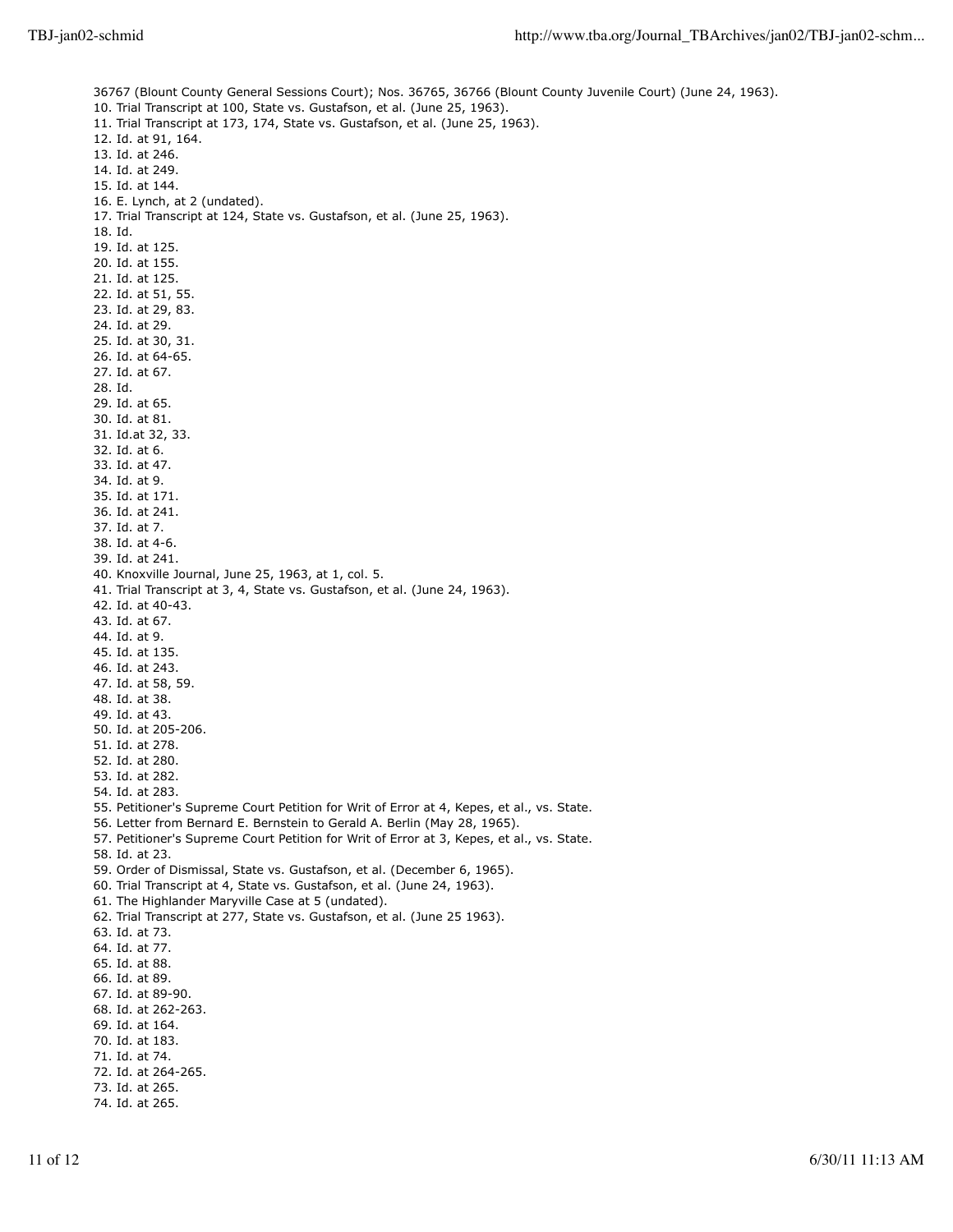36767 (Blount County General Sessions Court); Nos. 36765, 36766 (Blount County Juvenile Court) (June 24, 1963).
10. Trial Transcript at 100, State vs. Gustafson, et al. (June 25, 1963).
11. Trial Transcript at 173, 174, State vs. Gustafson, et al. (June 25, 1963).
12. Id. at 91, 164.
13. Id. at 246.
14. Id. at 249.
15. Id. at 144.
16. E. Lynch, at 2 (undated).
17. Trial Transcript at 124, State vs. Gustafson, et al. (June 25, 1963).
18. Id.
19. Id. at 125.
20. Id. at 155.
21. Id. at 125.
22. Id. at 51, 55.
23. Id. at 29, 83.
24. Id. at 29.
25. Id. at 30, 31.
26. Id. at 64-65.
27. Id. at 67.
28. Id.
29. Id. at 65.
30. Id. at 81.
31. Id.at 32, 33.
32. Id. at 6.
33. Id. at 47.
34. Id. at 9.
35. Id. at 171.
36. Id. at 241.
37. Id. at 7.
38. Id. at 4-6.
39. Id. at 241.
40. Knoxville Journal, June 25, 1963, at 1, col. 5.
41. Trial Transcript at 3, 4, State vs. Gustafson, et al. (June 24, 1963).
42. Id. at 40-43.
43. Id. at 67.
44. Id. at 9.
45. Id. at 135.
46. Id. at 243.
47. Id. at 58, 59.
48. Id. at 38.
49. Id. at 43.
50. Id. at 205-206.
51. Id. at 278.
52. Id. at 280.
53. Id. at 282.
54. Id. at 283.
55. Petitioner's Supreme Court Petition for Writ of Error at 4, Kepes, et al., vs. State.
56. Letter from Bernard E. Bernstein to Gerald A. Berlin (May 28, 1965).
57. Petitioner's Supreme Court Petition for Writ of Error at 3, Kepes, et al., vs. State.
58. Id. at 23.
59. Order of Dismissal, State vs. Gustafson, et al. (December 6, 1965).
60. Trial Transcript at 4, State vs. Gustafson, et al. (June 24, 1963).
61. The Highlander Maryville Case at 5 (undated).
62. Trial Transcript at 277, State vs. Gustafson, et al. (June 25 1963).
63. Id. at 73.
64. Id. at 77.
65. Id. at 88.
66. Id. at 89.
67. Id. at 89-90.
68. Id. at 262-263.
69. Id. at 164.
70. Id. at 183.
71. Id. at 74.
72. Id. at 264-265.
73. Id. at 265.
74. Id. at 265.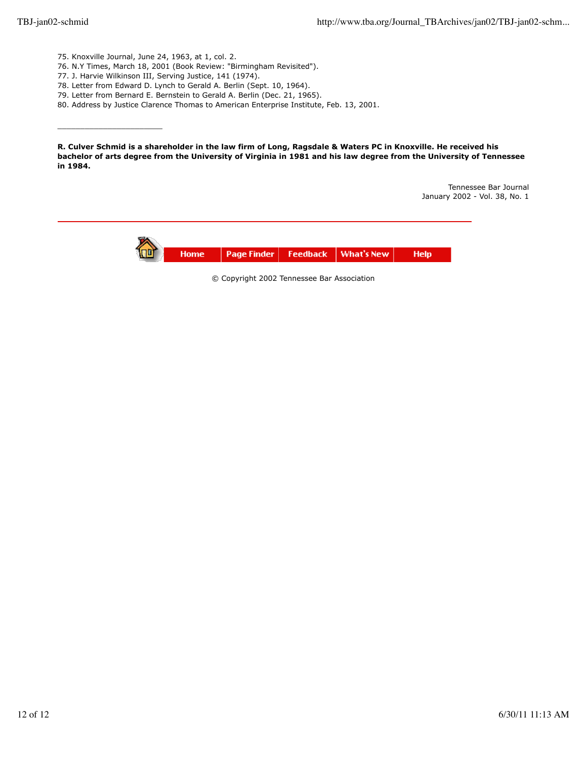75. Knoxville Journal, June 24, 1963, at 1, col. 2.
76. N.Y Times, March 18, 2001 (Book Review: "Birmingham Revisited").
77. J. Harvie Wilkinson III, Serving Justice, 141 (1974).
78. Letter from Edward D. Lynch to Gerald A. Berlin (Sept. 10, 1964).
79. Letter from Bernard E. Bernstein to Gerald A. Berlin (Dec. 21, 1965).
80. Address by Justice Clarence Thomas to American Enterprise Institute, Feb. 13, 2001.

---

**R. Culver Schmid is a shareholder in the law firm of Long, Ragsdale & Waters PC in Knoxville. He received his bachelor of arts degree from the University of Virginia in 1981 and his law degree from the University of Tennessee in 1984.**

Tennessee Bar Journal
January 2002 - Vol. 38, No. 1

---

Home | Page Finder | Feedback | What's New | Help

© Copyright 2002 Tennessee Bar Association